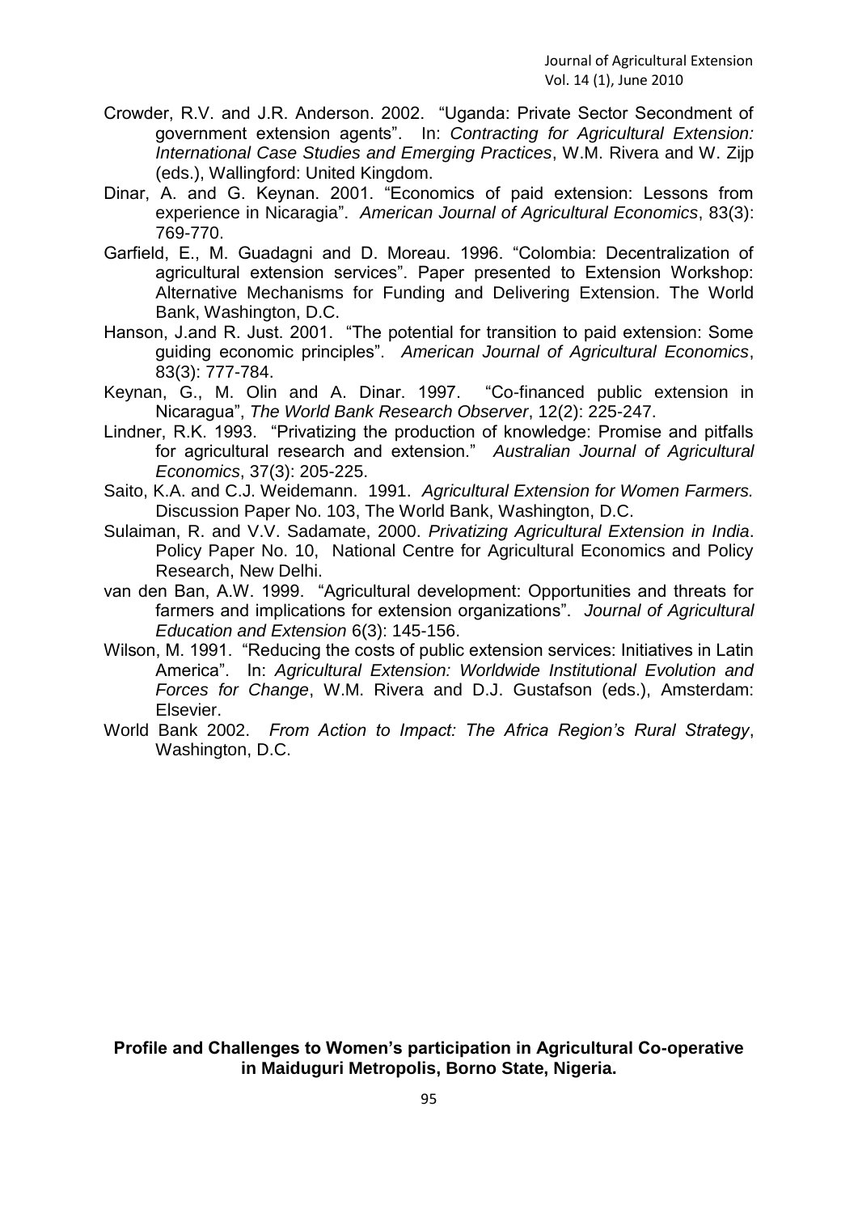Crowder, R.V. and J.R. Anderson. 2002. "Uganda: Private Sector Secondment of government extension agents". In: *Contracting for Agricultural Extension: International Case Studies and Emerging Practices*, W.M. Rivera and W. Zijp (eds.), Wallingford: United Kingdom.

Dinar, A. and G. Keynan. 2001. "Economics of paid extension: Lessons from experience in Nicaragia". *American Journal of Agricultural Economics*, 83(3): 769-770.

Garfield, E., M. Guadagni and D. Moreau. 1996. "Colombia: Decentralization of agricultural extension services". Paper presented to Extension Workshop: Alternative Mechanisms for Funding and Delivering Extension. The World Bank, Washington, D.C.

Hanson, J.and R. Just. 2001. "The potential for transition to paid extension: Some guiding economic principles". *American Journal of Agricultural Economics*, 83(3): 777-784.

Keynan, G., M. Olin and A. Dinar. 1997. "Co-financed public extension in Nicaragua", *The World Bank Research Observer*, 12(2): 225-247.

Lindner, R.K. 1993. "Privatizing the production of knowledge: Promise and pitfalls for agricultural research and extension." *Australian Journal of Agricultural Economics*, 37(3): 205-225.

Saito, K.A. and C.J. Weidemann. 1991. *Agricultural Extension for Women Farmers.* Discussion Paper No. 103, The World Bank, Washington, D.C.

Sulaiman, R. and V.V. Sadamate, 2000. *Privatizing Agricultural Extension in India*. Policy Paper No. 10, National Centre for Agricultural Economics and Policy Research, New Delhi.

van den Ban, A.W. 1999. "Agricultural development: Opportunities and threats for farmers and implications for extension organizations". *Journal of Agricultural Education and Extension* 6(3): 145-156.

Wilson, M. 1991. "Reducing the costs of public extension services: Initiatives in Latin America". In: *Agricultural Extension: Worldwide Institutional Evolution and Forces for Change*, W.M. Rivera and D.J. Gustafson (eds.), Amsterdam: Elsevier.

World Bank 2002. *From Action to Impact: The Africa Region's Rural Strategy*, Washington, D.C.

# Profile and Challenges to Women's participation in Agricultural Co-operative in Maiduguri Metropolis, Borno State, Nigeria.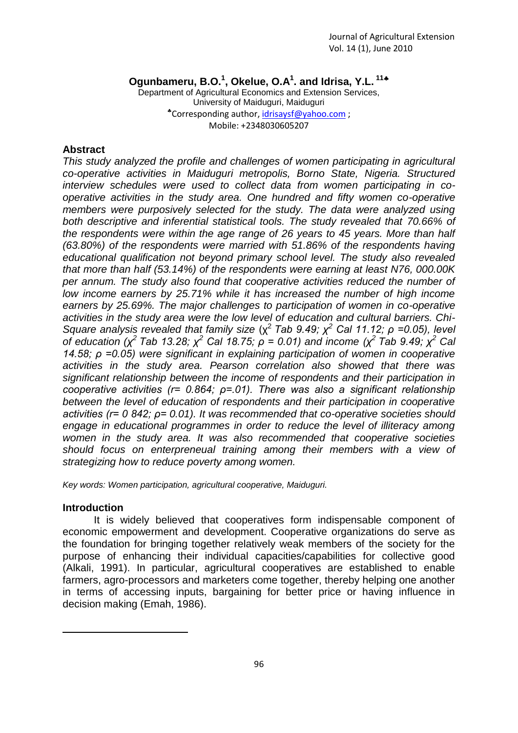**Ogunbameru, B.O.[1], Okelue, O.A[1]. and Idrisa, Y.L. [11♣]**

Department of Agricultural Economics and Extension Services,
University of Maiduguri, Maiduguri
♣Corresponding author, idrisaysf@yahoo.com ;
Mobile: +2348030605207

## Abstract

*This study analyzed the profile and challenges of women participating in agricultural co-operative activities in Maiduguri metropolis, Borno State, Nigeria. Structured interview schedules were used to collect data from women participating in co-operative activities in the study area. One hundred and fifty women co-operative members were purposively selected for the study. The data were analyzed using both descriptive and inferential statistical tools. The study revealed that 70.66% of the respondents were within the age range of 26 years to 45 years. More than half (63.80%) of the respondents were married with 51.86% of the respondents having educational qualification not beyond primary school level. The study also revealed that more than half (53.14%) of the respondents were earning at least N76, 000.00K per annum. The study also found that cooperative activities reduced the number of low income earners by 25.71% while it has increased the number of high income earners by 25.69%. The major challenges to participation of women in co-operative activities in the study area were the low level of education and cultural barriers. Chi-Square analysis revealed that family size ($\chi^2$ Tab 9.49; $\chi^2$ Cal 11.12; $\rho = 0.05$), level of education ($\chi^2$ Tab 13.28; $\chi^2$ Cal 18.75; $\rho = 0.01$) and income ($\chi^2$ Tab 9.49; $\chi^2$ Cal 14.58; $\rho = 0.05$) were significant in explaining participation of women in cooperative activities in the study area. Pearson correlation also showed that there was significant relationship between the income of respondents and their participation in cooperative activities ($r = 0.864$; $\rho = .01$). There was also a significant relationship between the level of education of respondents and their participation in cooperative activities ($r = 0\ 842$; $\rho = 0.01$). It was recommended that co-operative societies should engage in educational programmes in order to reduce the level of illiteracy among women in the study area. It was also recommended that cooperative societies should focus on enterpreneual training among their members with a view of strategizing how to reduce poverty among women.*

*Key words: Women participation, agricultural cooperative, Maiduguri.*

## Introduction

It is widely believed that cooperatives form indispensable component of economic empowerment and development. Cooperative organizations do serve as the foundation for bringing together relatively weak members of the society for the purpose of enhancing their individual capacities/capabilities for collective good (Alkali, 1991). In particular, agricultural cooperatives are established to enable farmers, agro-processors and marketers come together, thereby helping one another in terms of accessing inputs, bargaining for better price or having influence in decision making (Emah, 1986).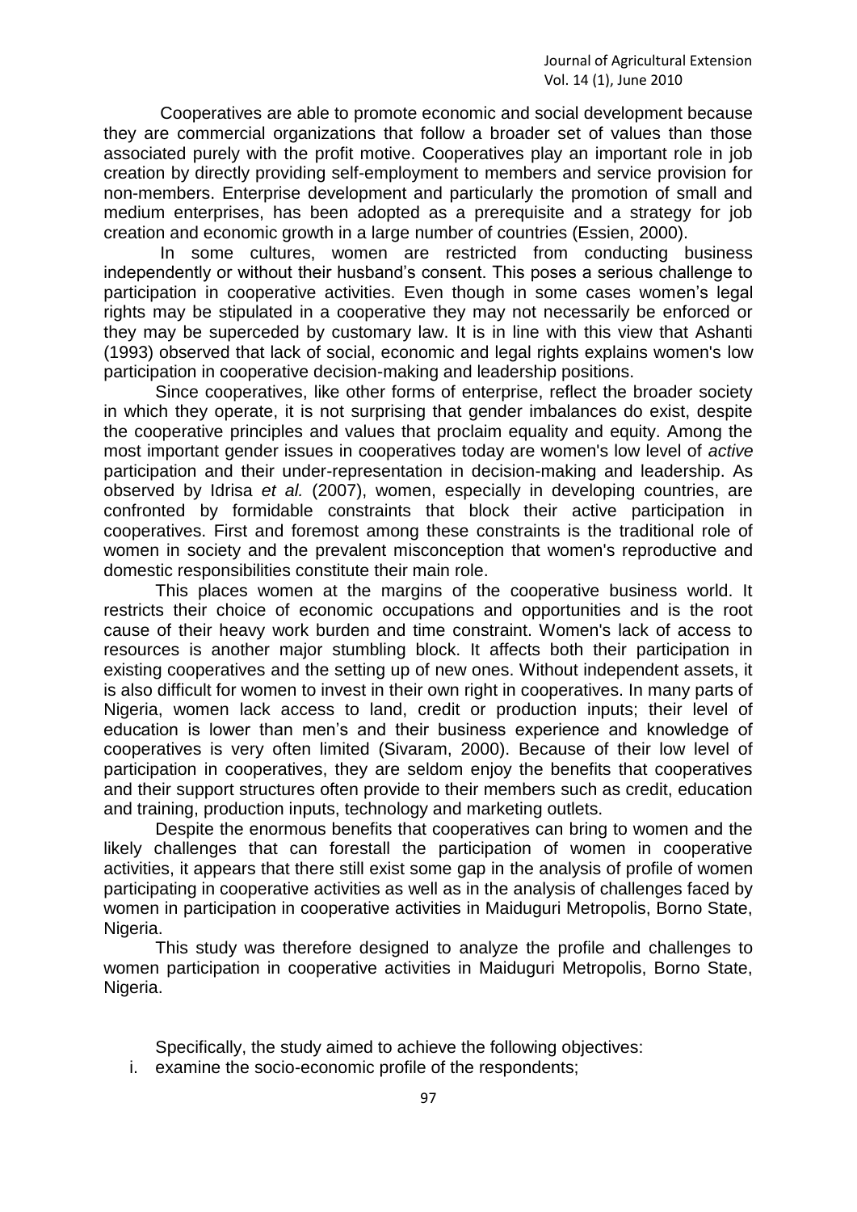Cooperatives are able to promote economic and social development because they are commercial organizations that follow a broader set of values than those associated purely with the profit motive. Cooperatives play an important role in job creation by directly providing self-employment to members and service provision for non-members. Enterprise development and particularly the promotion of small and medium enterprises, has been adopted as a prerequisite and a strategy for job creation and economic growth in a large number of countries (Essien, 2000).

In some cultures, women are restricted from conducting business independently or without their husband's consent. This poses a serious challenge to participation in cooperative activities. Even though in some cases women's legal rights may be stipulated in a cooperative they may not necessarily be enforced or they may be superceded by customary law. It is in line with this view that Ashanti (1993) observed that lack of social, economic and legal rights explains women's low participation in cooperative decision-making and leadership positions.

Since cooperatives, like other forms of enterprise, reflect the broader society in which they operate, it is not surprising that gender imbalances do exist, despite the cooperative principles and values that proclaim equality and equity. Among the most important gender issues in cooperatives today are women's low level of *active* participation and their under-representation in decision-making and leadership. As observed by Idrisa *et al.* (2007), women, especially in developing countries, are confronted by formidable constraints that block their active participation in cooperatives. First and foremost among these constraints is the traditional role of women in society and the prevalent misconception that women's reproductive and domestic responsibilities constitute their main role.

This places women at the margins of the cooperative business world. It restricts their choice of economic occupations and opportunities and is the root cause of their heavy work burden and time constraint. Women's lack of access to resources is another major stumbling block. It affects both their participation in existing cooperatives and the setting up of new ones. Without independent assets, it is also difficult for women to invest in their own right in cooperatives. In many parts of Nigeria, women lack access to land, credit or production inputs; their level of education is lower than men's and their business experience and knowledge of cooperatives is very often limited (Sivaram, 2000). Because of their low level of participation in cooperatives, they are seldom enjoy the benefits that cooperatives and their support structures often provide to their members such as credit, education and training, production inputs, technology and marketing outlets.

Despite the enormous benefits that cooperatives can bring to women and the likely challenges that can forestall the participation of women in cooperative activities, it appears that there still exist some gap in the analysis of profile of women participating in cooperative activities as well as in the analysis of challenges faced by women in participation in cooperative activities in Maiduguri Metropolis, Borno State, Nigeria.

This study was therefore designed to analyze the profile and challenges to women participation in cooperative activities in Maiduguri Metropolis, Borno State, Nigeria.

Specifically, the study aimed to achieve the following objectives:

i. examine the socio-economic profile of the respondents;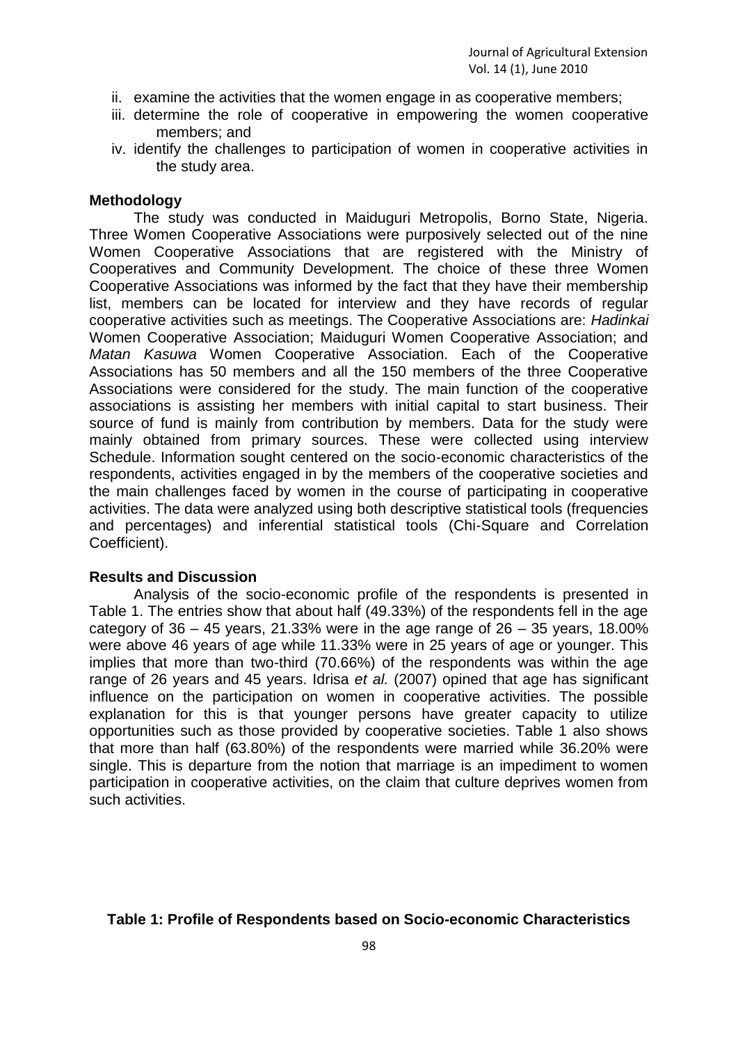ii. examine the activities that the women engage in as cooperative members;
iii. determine the role of cooperative in empowering the women cooperative members; and
iv. identify the challenges to participation of women in cooperative activities in the study area.

**Methodology**

The study was conducted in Maiduguri Metropolis, Borno State, Nigeria. Three Women Cooperative Associations were purposively selected out of the nine Women Cooperative Associations that are registered with the Ministry of Cooperatives and Community Development. The choice of these three Women Cooperative Associations was informed by the fact that they have their membership list, members can be located for interview and they have records of regular cooperative activities such as meetings. The Cooperative Associations are: *Hadinkai* Women Cooperative Association; Maiduguri Women Cooperative Association; and *Matan Kasuwa* Women Cooperative Association. Each of the Cooperative Associations has 50 members and all the 150 members of the three Cooperative Associations were considered for the study. The main function of the cooperative associations is assisting her members with initial capital to start business. Their source of fund is mainly from contribution by members. Data for the study were mainly obtained from primary sources. These were collected using interview Schedule. Information sought centered on the socio-economic characteristics of the respondents, activities engaged in by the members of the cooperative societies and the main challenges faced by women in the course of participating in cooperative activities. The data were analyzed using both descriptive statistical tools (frequencies and percentages) and inferential statistical tools (Chi-Square and Correlation Coefficient).

**Results and Discussion**

Analysis of the socio-economic profile of the respondents is presented in Table 1. The entries show that about half (49.33%) of the respondents fell in the age category of 36 – 45 years, 21.33% were in the age range of 26 – 35 years, 18.00% were above 46 years of age while 11.33% were in 25 years of age or younger. This implies that more than two-third (70.66%) of the respondents was within the age range of 26 years and 45 years. Idrisa *et al.* (2007) opined that age has significant influence on the participation on women in cooperative activities. The possible explanation for this is that younger persons have greater capacity to utilize opportunities such as those provided by cooperative societies. Table 1 also shows that more than half (63.80%) of the respondents were married while 36.20% were single. This is departure from the notion that marriage is an impediment to women participation in cooperative activities, on the claim that culture deprives women from such activities.

**Table 1: Profile of Respondents based on Socio-economic Characteristics**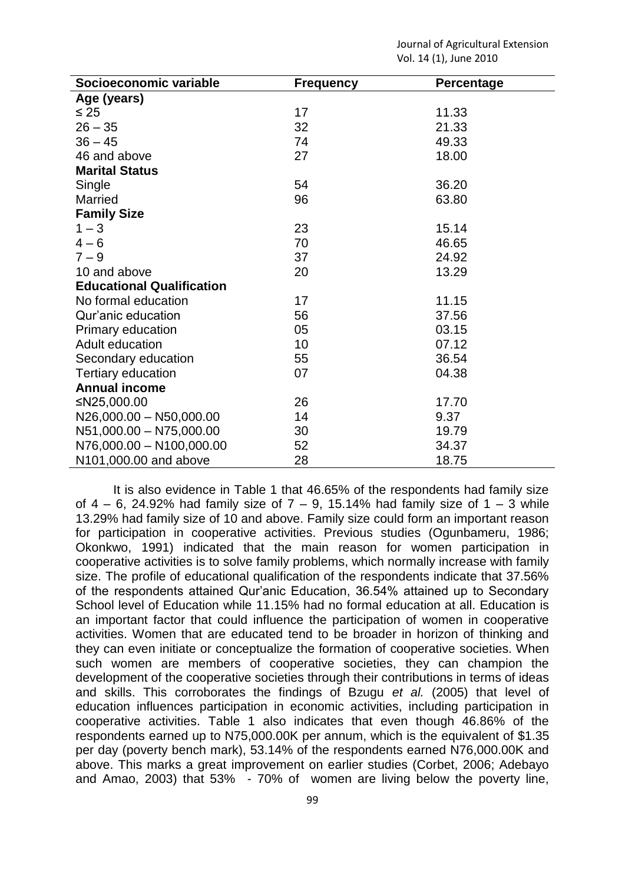| Socioeconomic variable | Frequency | Percentage |
|---|---|---|
| **Age (years)** | | |
| ≤ 25 | 17 | 11.33 |
| 26 – 35 | 32 | 21.33 |
| 36 – 45 | 74 | 49.33 |
| 46 and above | 27 | 18.00 |
| **Marital Status** | | |
| Single | 54 | 36.20 |
| Married | 96 | 63.80 |
| **Family Size** | | |
| 1 – 3 | 23 | 15.14 |
| 4 – 6 | 70 | 46.65 |
| 7 – 9 | 37 | 24.92 |
| 10 and above | 20 | 13.29 |
| **Educational Qualification** | | |
| No formal education | 17 | 11.15 |
| Qur'anic education | 56 | 37.56 |
| Primary education | 05 | 03.15 |
| Adult education | 10 | 07.12 |
| Secondary education | 55 | 36.54 |
| Tertiary education | 07 | 04.38 |
| **Annual income** | | |
| ≤N25,000.00 | 26 | 17.70 |
| N26,000.00 – N50,000.00 | 14 | 9.37 |
| N51,000.00 – N75,000.00 | 30 | 19.79 |
| N76,000.00 – N100,000.00 | 52 | 34.37 |
| N101,000.00 and above | 28 | 18.75 |

It is also evidence in Table 1 that 46.65% of the respondents had family size of 4 – 6, 24.92% had family size of 7 – 9, 15.14% had family size of 1 – 3 while 13.29% had family size of 10 and above. Family size could form an important reason for participation in cooperative activities. Previous studies (Ogunbameru, 1986; Okonkwo, 1991) indicated that the main reason for women participation in cooperative activities is to solve family problems, which normally increase with family size. The profile of educational qualification of the respondents indicate that 37.56% of the respondents attained Qur'anic Education, 36.54% attained up to Secondary School level of Education while 11.15% had no formal education at all. Education is an important factor that could influence the participation of women in cooperative activities. Women that are educated tend to be broader in horizon of thinking and they can even initiate or conceptualize the formation of cooperative societies. When such women are members of cooperative societies, they can champion the development of the cooperative societies through their contributions in terms of ideas and skills. This corroborates the findings of Bzugu *et al.* (2005) that level of education influences participation in economic activities, including participation in cooperative activities. Table 1 also indicates that even though 46.86% of the respondents earned up to N75,000.00K per annum, which is the equivalent of $1.35 per day (poverty bench mark), 53.14% of the respondents earned N76,000.00K and above. This marks a great improvement on earlier studies (Corbet, 2006; Adebayo and Amao, 2003) that 53% - 70% of women are living below the poverty line,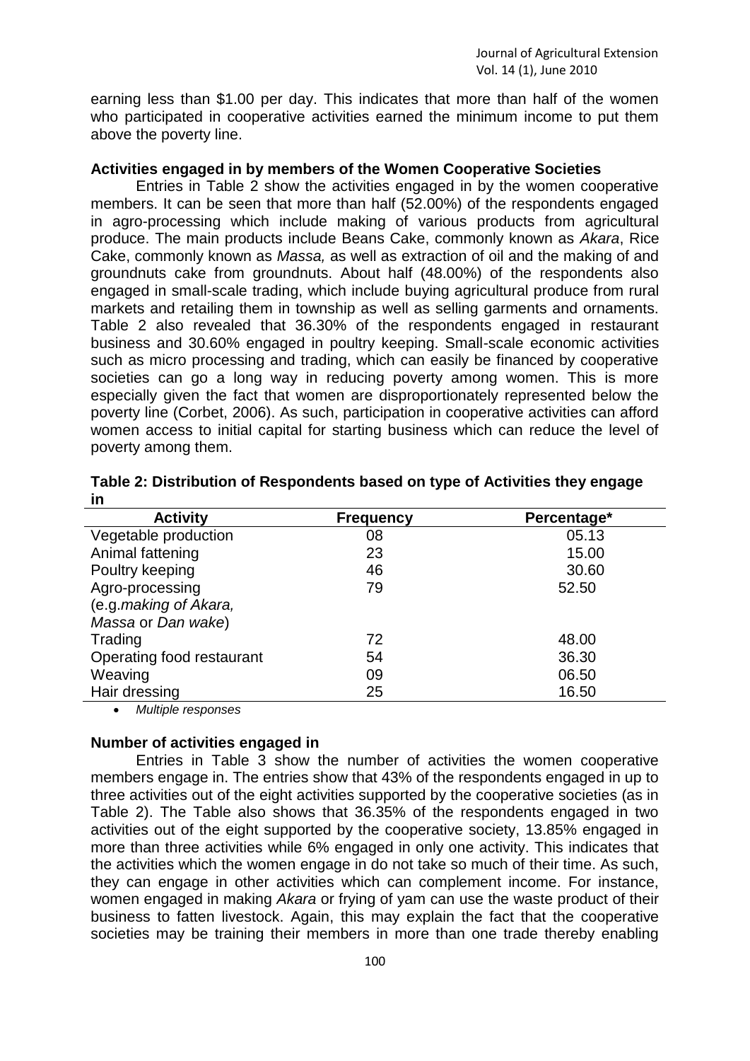earning less than $1.00 per day. This indicates that more than half of the women who participated in cooperative activities earned the minimum income to put them above the poverty line.

**Activities engaged in by members of the Women Cooperative Societies**

Entries in Table 2 show the activities engaged in by the women cooperative members. It can be seen that more than half (52.00%) of the respondents engaged in agro-processing which include making of various products from agricultural produce. The main products include Beans Cake, commonly known as *Akara*, Rice Cake, commonly known as *Massa,* as well as extraction of oil and the making of and groundnuts cake from groundnuts. About half (48.00%) of the respondents also engaged in small-scale trading, which include buying agricultural produce from rural markets and retailing them in township as well as selling garments and ornaments. Table 2 also revealed that 36.30% of the respondents engaged in restaurant business and 30.60% engaged in poultry keeping. Small-scale economic activities such as micro processing and trading, which can easily be financed by cooperative societies can go a long way in reducing poverty among women. This is more especially given the fact that women are disproportionately represented below the poverty line (Corbet, 2006). As such, participation in cooperative activities can afford women access to initial capital for starting business which can reduce the level of poverty among them.

**Table 2: Distribution of Respondents based on type of Activities they engage in**

| Activity | Frequency | Percentage* |
|---|---|---|
| Vegetable production | 08 | 05.13 |
| Animal fattening | 23 | 15.00 |
| Poultry keeping | 46 | 30.60 |
| Agro-processing (e.g.*making of Akara, Massa* or *Dan wake*) | 79 | 52.50 |
| Trading | 72 | 48.00 |
| Operating food restaurant | 54 | 36.30 |
| Weaving | 09 | 06.50 |
| Hair dressing | 25 | 16.50 |

- *Multiple responses*

**Number of activities engaged in**

Entries in Table 3 show the number of activities the women cooperative members engage in. The entries show that 43% of the respondents engaged in up to three activities out of the eight activities supported by the cooperative societies (as in Table 2). The Table also shows that 36.35% of the respondents engaged in two activities out of the eight supported by the cooperative society, 13.85% engaged in more than three activities while 6% engaged in only one activity. This indicates that the activities which the women engage in do not take so much of their time. As such, they can engage in other activities which can complement income. For instance, women engaged in making *Akara* or frying of yam can use the waste product of their business to fatten livestock. Again, this may explain the fact that the cooperative societies may be training their members in more than one trade thereby enabling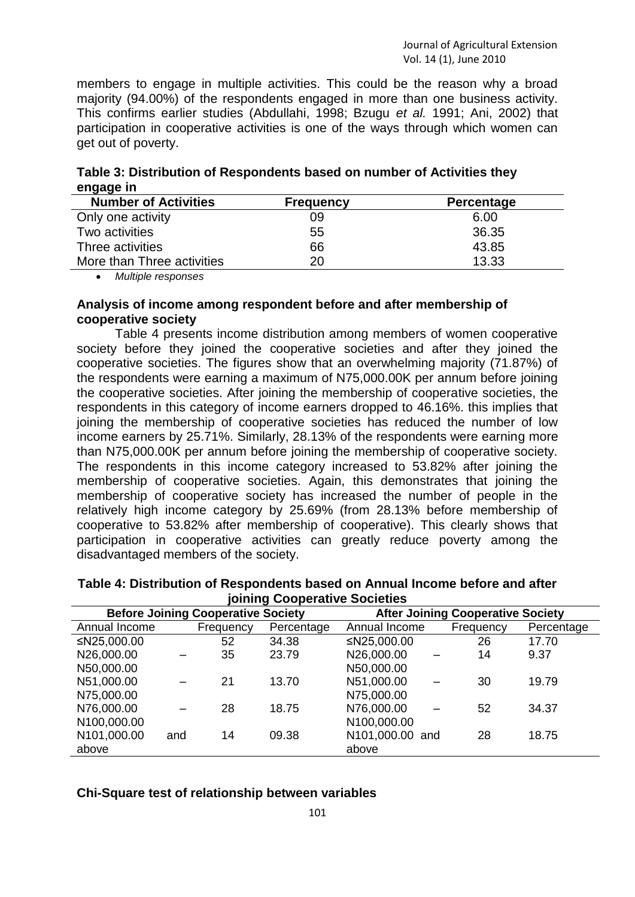members to engage in multiple activities. This could be the reason why a broad majority (94.00%) of the respondents engaged in more than one business activity. This confirms earlier studies (Abdullahi, 1998; Bzugu *et al.* 1991; Ani, 2002) that participation in cooperative activities is one of the ways through which women can get out of poverty.

**Table 3: Distribution of Respondents based on number of Activities they engage in**

| Number of Activities | Frequency | Percentage |
|---|---|---|
| Only one activity | 09 | 6.00 |
| Two activities | 55 | 36.35 |
| Three activities | 66 | 43.85 |
| More than Three activities | 20 | 13.33 |

- *Multiple responses*

### Analysis of income among respondent before and after membership of cooperative society

Table 4 presents income distribution among members of women cooperative society before they joined the cooperative societies and after they joined the cooperative societies. The figures show that an overwhelming majority (71.87%) of the respondents were earning a maximum of N75,000.00K per annum before joining the cooperative societies. After joining the membership of cooperative societies, the respondents in this category of income earners dropped to 46.16%. this implies that joining the membership of cooperative societies has reduced the number of low income earners by 25.71%. Similarly, 28.13% of the respondents were earning more than N75,000.00K per annum before joining the membership of cooperative society. The respondents in this income category increased to 53.82% after joining the membership of cooperative societies. Again, this demonstrates that joining the membership of cooperative society has increased the number of people in the relatively high income category by 25.69% (from 28.13% before membership of cooperative to 53.82% after membership of cooperative). This clearly shows that participation in cooperative activities can greatly reduce poverty among the disadvantaged members of the society.

**Table 4: Distribution of Respondents based on Annual Income before and after joining Cooperative Societies**

| Before Joining Cooperative Society | | | After Joining Cooperative Society | | |
|---|---|---|---|---|---|
| Annual Income | Frequency | Percentage | Annual Income | Frequency | Percentage |
| ≤N25,000.00 | 52 | 34.38 | ≤N25,000.00 | 26 | 17.70 |
| N26,000.00 – N50,000.00 | 35 | 23.79 | N26,000.00 – N50,000.00 | 14 | 9.37 |
| N51,000.00 – N75,000.00 | 21 | 13.70 | N51,000.00 – N75,000.00 | 30 | 19.79 |
| N76,000.00 – N100,000.00 | 28 | 18.75 | N76,000.00 – N100,000.00 | 52 | 34.37 |
| N101,000.00 and above | 14 | 09.38 | N101,000.00 and above | 28 | 18.75 |

### Chi-Square test of relationship between variables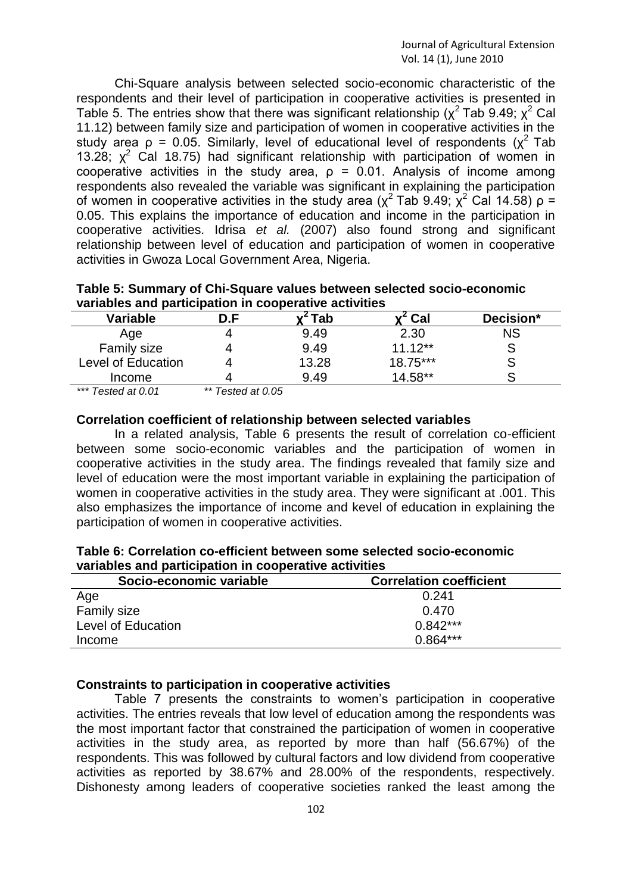Chi-Square analysis between selected socio-economic characteristic of the respondents and their level of participation in cooperative activities is presented in Table 5. The entries show that there was significant relationship ($\chi^2$ Tab 9.49; $\chi^2$ Cal 11.12) between family size and participation of women in cooperative activities in the study area $\rho = 0.05$. Similarly, level of educational level of respondents ($\chi^2$ Tab 13.28; $\chi^2$ Cal 18.75) had significant relationship with participation of women in cooperative activities in the study area, $\rho = 0.01$. Analysis of income among respondents also revealed the variable was significant in explaining the participation of women in cooperative activities in the study area ($\chi^2$ Tab 9.49; $\chi^2$ Cal 14.58) $\rho = 0.05$. This explains the importance of education and income in the participation in cooperative activities. Idrisa *et al.* (2007) also found strong and significant relationship between level of education and participation of women in cooperative activities in Gwoza Local Government Area, Nigeria.

**Table 5: Summary of Chi-Square values between selected socio-economic variables and participation in cooperative activities**

| Variable | D.F | $\chi^2$ Tab | $\chi^2$ Cal | Decision* |
|---|---|---|---|---|
| Age | 4 | 9.49 | 2.30 | NS |
| Family size | 4 | 9.49 | 11.12** | S |
| Level of Education | 4 | 13.28 | 18.75*** | S |
| Income | 4 | 9.49 | 14.58** | S |

*\*\*\* Tested at 0.01 &nbsp;&nbsp;&nbsp; \*\* Tested at 0.05*

### Correlation coefficient of relationship between selected variables

In a related analysis, Table 6 presents the result of correlation co-efficient between some socio-economic variables and the participation of women in cooperative activities in the study area. The findings revealed that family size and level of education were the most important variable in explaining the participation of women in cooperative activities in the study area. They were significant at .001. This also emphasizes the importance of income and kevel of education in explaining the participation of women in cooperative activities.

**Table 6: Correlation co-efficient between some selected socio-economic variables and participation in cooperative activities**

| Socio-economic variable | Correlation coefficient |
|---|---|
| Age | 0.241 |
| Family size | 0.470 |
| Level of Education | 0.842*** |
| Income | 0.864*** |

### Constraints to participation in cooperative activities

Table 7 presents the constraints to women's participation in cooperative activities. The entries reveals that low level of education among the respondents was the most important factor that constrained the participation of women in cooperative activities in the study area, as reported by more than half (56.67%) of the respondents. This was followed by cultural factors and low dividend from cooperative activities as reported by 38.67% and 28.00% of the respondents, respectively. Dishonesty among leaders of cooperative societies ranked the least among the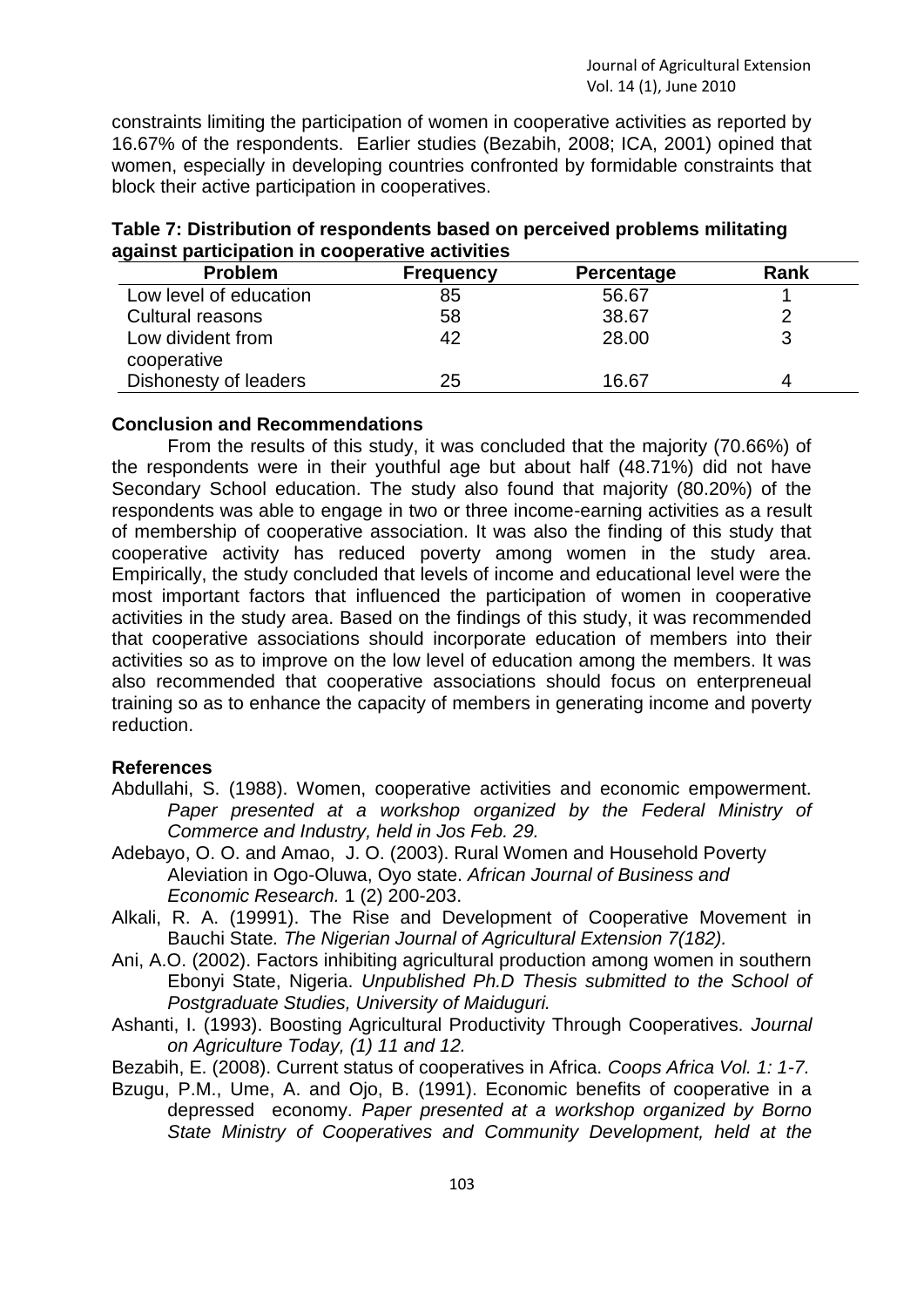constraints limiting the participation of women in cooperative activities as reported by 16.67% of the respondents. Earlier studies (Bezabih, 2008; ICA, 2001) opined that women, especially in developing countries confronted by formidable constraints that block their active participation in cooperatives.

**Table 7: Distribution of respondents based on perceived problems militating against participation in cooperative activities**

| Problem | Frequency | Percentage | Rank |
|---|---|---|---|
| Low level of education | 85 | 56.67 | 1 |
| Cultural reasons | 58 | 38.67 | 2 |
| Low divident from cooperative | 42 | 28.00 | 3 |
| Dishonesty of leaders | 25 | 16.67 | 4 |

## Conclusion and Recommendations

From the results of this study, it was concluded that the majority (70.66%) of the respondents were in their youthful age but about half (48.71%) did not have Secondary School education. The study also found that majority (80.20%) of the respondents was able to engage in two or three income-earning activities as a result of membership of cooperative association. It was also the finding of this study that cooperative activity has reduced poverty among women in the study area. Empirically, the study concluded that levels of income and educational level were the most important factors that influenced the participation of women in cooperative activities in the study area. Based on the findings of this study, it was recommended that cooperative associations should incorporate education of members into their activities so as to improve on the low level of education among the members. It was also recommended that cooperative associations should focus on enterpreneual training so as to enhance the capacity of members in generating income and poverty reduction.

## References

Abdullahi, S. (1988). Women, cooperative activities and economic empowerment. *Paper presented at a workshop organized by the Federal Ministry of Commerce and Industry, held in Jos Feb. 29.*

Adebayo, O. O. and Amao, J. O. (2003). Rural Women and Household Poverty Aleviation in Ogo-Oluwa, Oyo state. *African Journal of Business and Economic Research.* 1 (2) 200-203.

Alkali, R. A. (19991). The Rise and Development of Cooperative Movement in Bauchi State*. The Nigerian Journal of Agricultural Extension 7(182).*

Ani, A.O. (2002). Factors inhibiting agricultural production among women in southern Ebonyi State, Nigeria. *Unpublished Ph.D Thesis submitted to the School of Postgraduate Studies, University of Maiduguri.*

Ashanti, I. (1993). Boosting Agricultural Productivity Through Cooperatives. *Journal on Agriculture Today, (1) 11 and 12.*

Bezabih, E. (2008). Current status of cooperatives in Africa. *Coops Africa Vol. 1: 1-7.*

Bzugu, P.M., Ume, A. and Ojo, B. (1991). Economic benefits of cooperative in a depressed economy. *Paper presented at a workshop organized by Borno State Ministry of Cooperatives and Community Development, held at the*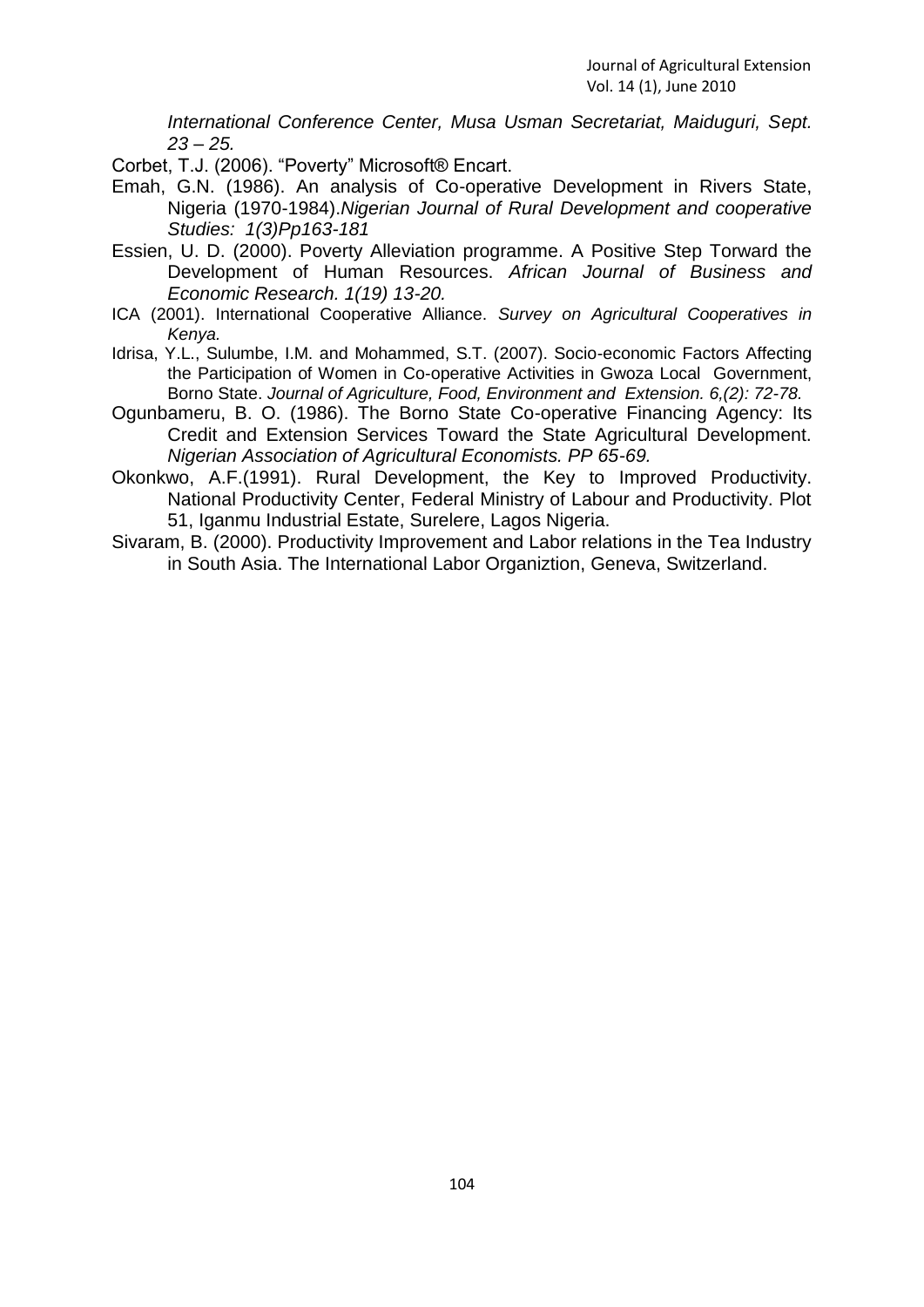*International Conference Center, Musa Usman Secretariat, Maiduguri, Sept. 23 – 25.*

Corbet, T.J. (2006). "Poverty" Microsoft® Encart.

Emah, G.N. (1986). An analysis of Co-operative Development in Rivers State, Nigeria (1970-1984).*Nigerian Journal of Rural Development and cooperative Studies: 1(3)Pp163-181*

Essien, U. D. (2000). Poverty Alleviation programme. A Positive Step Torward the Development of Human Resources. *African Journal of Business and Economic Research. 1(19) 13-20.*

ICA (2001). International Cooperative Alliance. *Survey on Agricultural Cooperatives in Kenya.*

Idrisa, Y.L., Sulumbe, I.M. and Mohammed, S.T. (2007). Socio-economic Factors Affecting the Participation of Women in Co-operative Activities in Gwoza Local Government, Borno State. *Journal of Agriculture, Food, Environment and Extension. 6,(2): 72-78.*

Ogunbameru, B. O. (1986). The Borno State Co-operative Financing Agency: Its Credit and Extension Services Toward the State Agricultural Development. *Nigerian Association of Agricultural Economists. PP 65-69.*

Okonkwo, A.F.(1991). Rural Development, the Key to Improved Productivity. National Productivity Center, Federal Ministry of Labour and Productivity. Plot 51, Iganmu Industrial Estate, Surelere, Lagos Nigeria.

Sivaram, B. (2000). Productivity Improvement and Labor relations in the Tea Industry in South Asia. The International Labor Organiztion, Geneva, Switzerland.